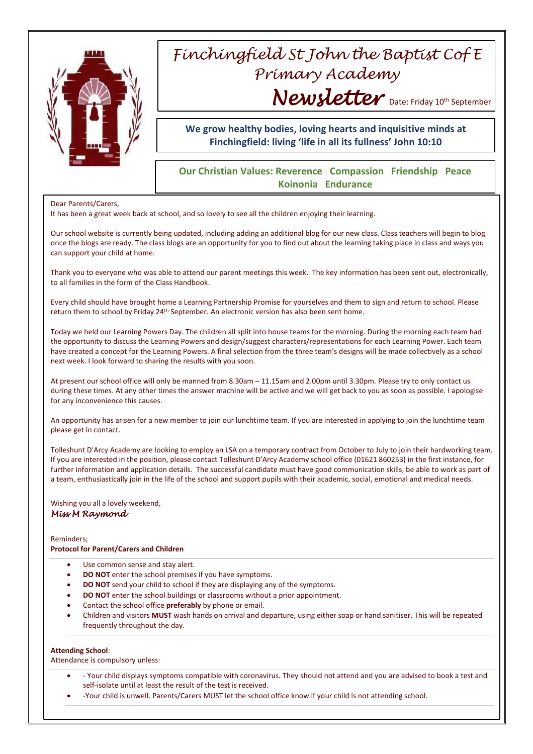# Finchingfield St John the Baptist CofE Primary Academy

## Newsletter

Date: Friday 10th September

**We grow healthy bodies, loving hearts and inquisitive minds at Finchingfield: living 'life in all its fullness' John 10:10**

**Our Christian Values: Reverence Compassion Friendship Peace Koinonia Endurance**

Dear Parents/Carers,

It has been a great week back at school, and so lovely to see all the children enjoying their learning.

Our school website is currently being updated, including adding an additional blog for our new class. Class teachers will begin to blog once the blogs are ready. The class blogs are an opportunity for you to find out about the learning taking place in class and ways you can support your child at home.

Thank you to everyone who was able to attend our parent meetings this week. The key information has been sent out, electronically, to all families in the form of the Class Handbook.

Every child should have brought home a Learning Partnership Promise for yourselves and them to sign and return to school. Please return them to school by Friday 24th September. An electronic version has also been sent home.

Today we held our Learning Powers Day. The children all split into house teams for the morning. During the morning each team had the opportunity to discuss the Learning Powers and design/suggest characters/representations for each Learning Power. Each team have created a concept for the Learning Powers. A final selection from the three team's designs will be made collectively as a school next week. I look forward to sharing the results with you soon.

At present our school office will only be manned from 8.30am – 11.15am and 2.00pm until 3.30pm. Please try to only contact us during these times. At any other times the answer machine will be active and we will get back to you as soon as possible. I apologise for any inconvenience this causes.

An opportunity has arisen for a new member to join our lunchtime team. If you are interested in applying to join the lunchtime team please get in contact.

Tolleshunt D'Arcy Academy are looking to employ an LSA on a temporary contract from October to July to join their hardworking team. If you are interested in the position, please contact Tolleshunt D'Arcy Academy school office (01621 860253) in the first instance, for further information and application details. The successful candidate must have good communication skills, be able to work as part of a team, enthusiastically join in the life of the school and support pupils with their academic, social, emotional and medical needs.

Wishing you all a lovely weekend,

*Miss M Raymond*

Reminders;

**Protocol for Parent/Carers and Children**

- Use common sense and stay alert.
- **DO NOT** enter the school premises if you have symptoms.
- **DO NOT** send your child to school if they are displaying any of the symptoms.
- **DO NOT** enter the school buildings or classrooms without a prior appointment.
- Contact the school office **preferably** by phone or email.
- Children and visitors **MUST** wash hands on arrival and departure, using either soap or hand sanitiser. This will be repeated frequently throughout the day.

**Attending School**:

Attendance is compulsory unless:

- - Your child displays symptoms compatible with coronavirus. They should not attend and you are advised to book a test and self-isolate until at least the result of the test is received.
- -Your child is unwell. Parents/Carers MUST let the school office know if your child is not attending school.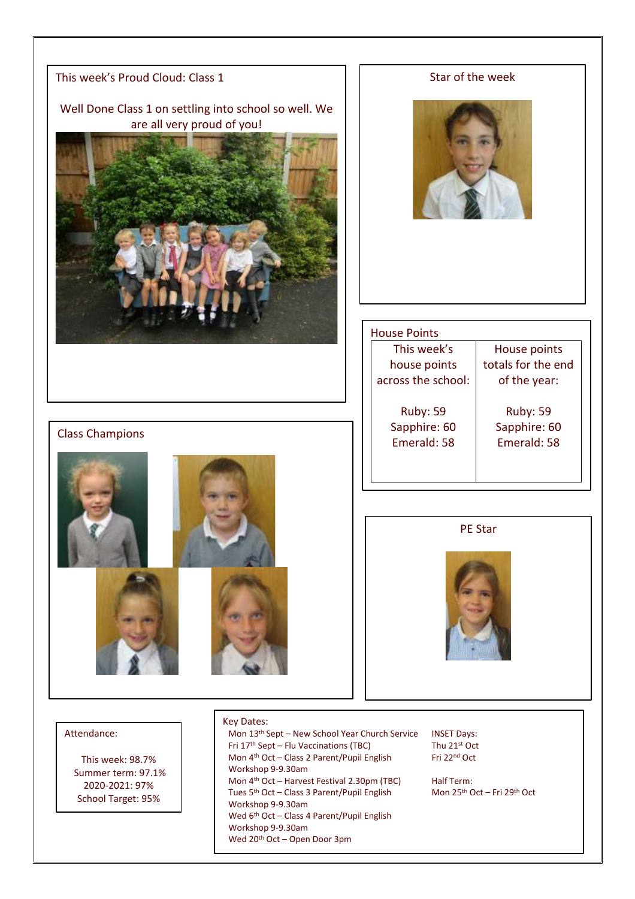## This week's Proud Cloud: Class 1

Well Done Class 1 on settling into school so well. We are all very proud of you!

## Star of the week

## House Points

| This week's house points across the school: | House points totals for the end of the year: |
|---|---|
| Ruby: 59<br>Sapphire: 60<br>Emerald: 58 | Ruby: 59<br>Sapphire: 60<br>Emerald: 58 |

## Class Champions

## PE Star

## Attendance:

This week: 98.7%
Summer term: 97.1%
2020-2021: 97%
School Target: 95%

## Key Dates:

- Mon 13th Sept – New School Year Church Service
- Fri 17th Sept – Flu Vaccinations (TBC)
- Mon 4th Oct – Class 2 Parent/Pupil English Workshop 9-9.30am
- Mon 4th Oct – Harvest Festival 2.30pm (TBC)
- Tues 5th Oct – Class 3 Parent/Pupil English Workshop 9-9.30am
- Wed 6th Oct – Class 4 Parent/Pupil English Workshop 9-9.30am
- Wed 20th Oct – Open Door 3pm

INSET Days:
Thu 21st Oct
Fri 22nd Oct

Half Term:
Mon 25th Oct – Fri 29th Oct